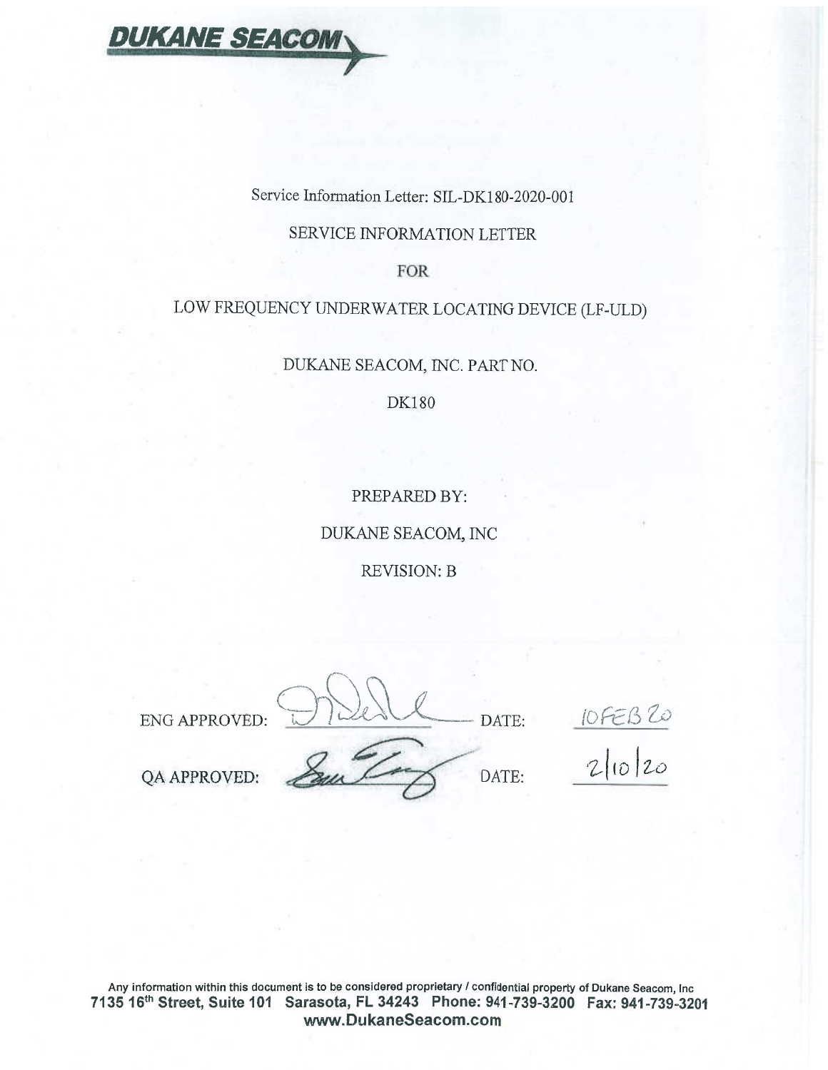**DUKANE SEACOM**

Service Information Letter: SIL-DK180-2020-001

SERVICE INFORMATION LETTER

FOR

LOW FREQUENCY UNDERWATER LOCATING DEVICE (LF-ULD)

DUKANE SEACOM, INC. PART NO.

DK180

PREPARED BY:

DUKANE SEACOM, INC

REVISION: B

ENG APPROVED: \_\_\_\_\_\_\_\_\_\_ DATE: 10FEB20

QA APPROVED: \_\_\_\_\_\_\_\_\_\_ DATE: 2/10/20

Any information within this document is to be considered proprietary / confidential property of Dukane Seacom, Inc
**7135 16th Street, Suite 101 Sarasota, FL 34243 Phone: 941-739-3200 Fax: 941-739-3201**
**www.DukaneSeacom.com**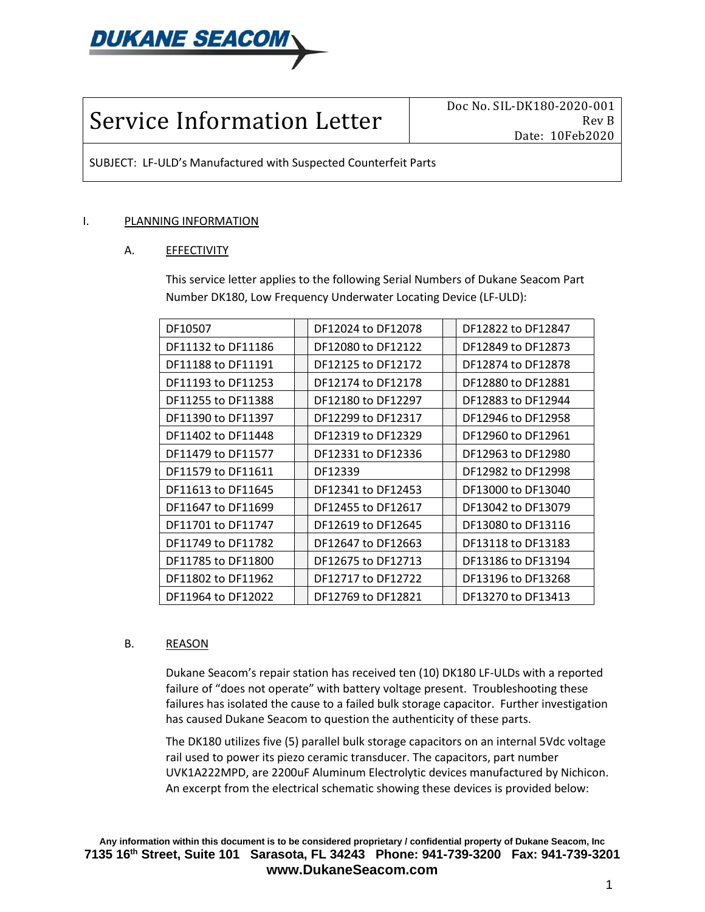![DUKANE SEACOM]

# Service Information Letter

Doc No. SIL-DK180-2020-001
Rev B
Date: 10Feb2020

SUBJECT: LF-ULD's Manufactured with Suspected Counterfeit Parts

## I. PLANNING INFORMATION

### A. EFFECTIVITY

This service letter applies to the following Serial Numbers of Dukane Seacom Part Number DK180, Low Frequency Underwater Locating Device (LF-ULD):

| | | | | |
|---|---|---|---|---|
| DF10507 | | DF12024 to DF12078 | | DF12822 to DF12847 |
| DF11132 to DF11186 | | DF12080 to DF12122 | | DF12849 to DF12873 |
| DF11188 to DF11191 | | DF12125 to DF12172 | | DF12874 to DF12878 |
| DF11193 to DF11253 | | DF12174 to DF12178 | | DF12880 to DF12881 |
| DF11255 to DF11388 | | DF12180 to DF12297 | | DF12883 to DF12944 |
| DF11390 to DF11397 | | DF12299 to DF12317 | | DF12946 to DF12958 |
| DF11402 to DF11448 | | DF12319 to DF12329 | | DF12960 to DF12961 |
| DF11479 to DF11577 | | DF12331 to DF12336 | | DF12963 to DF12980 |
| DF11579 to DF11611 | | DF12339 | | DF12982 to DF12998 |
| DF11613 to DF11645 | | DF12341 to DF12453 | | DF13000 to DF13040 |
| DF11647 to DF11699 | | DF12455 to DF12617 | | DF13042 to DF13079 |
| DF11701 to DF11747 | | DF12619 to DF12645 | | DF13080 to DF13116 |
| DF11749 to DF11782 | | DF12647 to DF12663 | | DF13118 to DF13183 |
| DF11785 to DF11800 | | DF12675 to DF12713 | | DF13186 to DF13194 |
| DF11802 to DF11962 | | DF12717 to DF12722 | | DF13196 to DF13268 |
| DF11964 to DF12022 | | DF12769 to DF12821 | | DF13270 to DF13413 |

### B. REASON

Dukane Seacom's repair station has received ten (10) DK180 LF-ULDs with a reported failure of "does not operate" with battery voltage present. Troubleshooting these failures has isolated the cause to a failed bulk storage capacitor. Further investigation has caused Dukane Seacom to question the authenticity of these parts.

The DK180 utilizes five (5) parallel bulk storage capacitors on an internal 5Vdc voltage rail used to power its piezo ceramic transducer. The capacitors, part number UVK1A222MPD, are 2200uF Aluminum Electrolytic devices manufactured by Nichicon. An excerpt from the electrical schematic showing these devices is provided below:

Any information within this document is to be considered proprietary / confidential property of Dukane Seacom, Inc
7135 16th Street, Suite 101 Sarasota, FL 34243 Phone: 941-739-3200 Fax: 941-739-3201
www.DukaneSeacom.com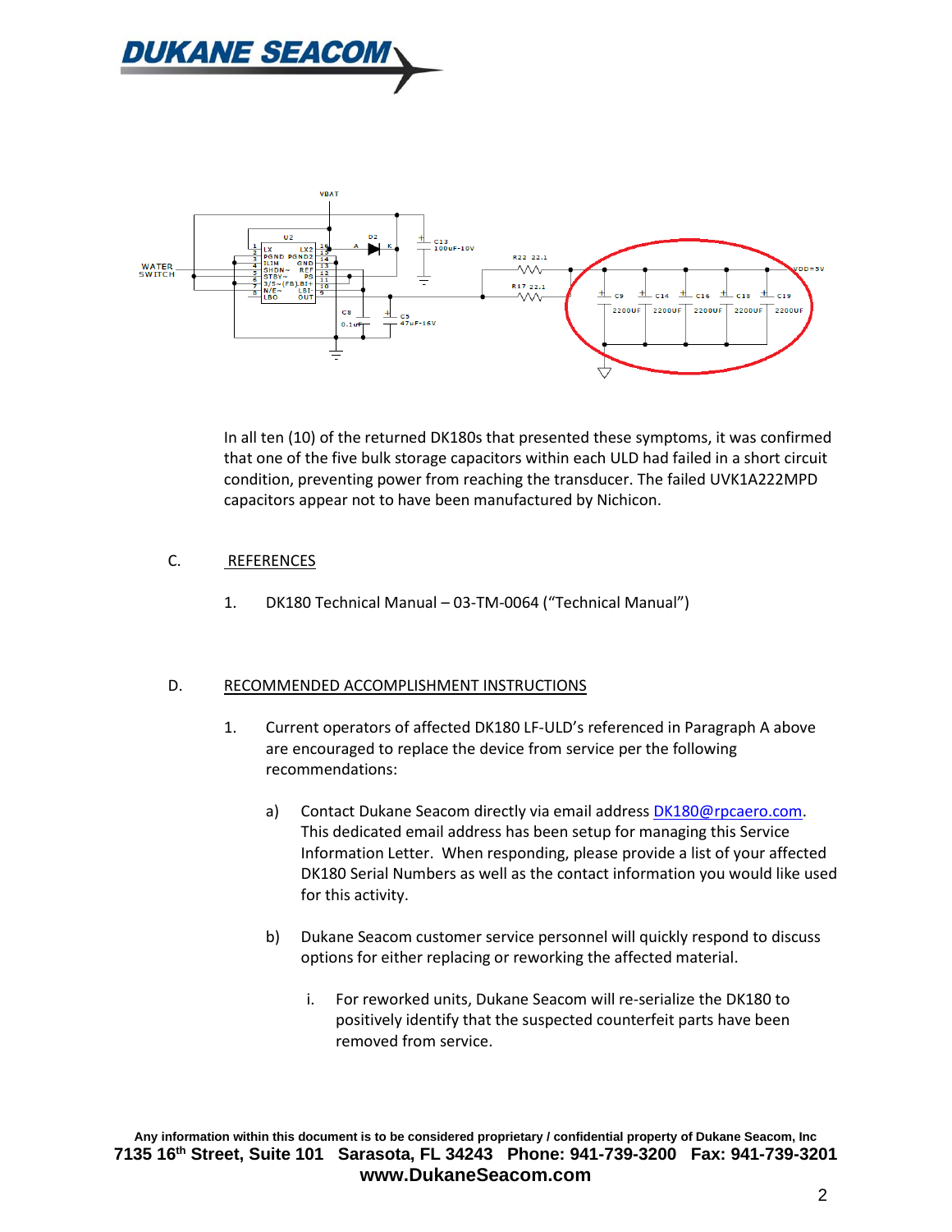In all ten (10) of the returned DK180s that presented these symptoms, it was confirmed that one of the five bulk storage capacitors within each ULD had failed in a short circuit condition, preventing power from reaching the transducer. The failed UVK1A222MPD capacitors appear not to have been manufactured by Nichicon.

## C. REFERENCES

1. DK180 Technical Manual – 03-TM-0064 ("Technical Manual")

## D. RECOMMENDED ACCOMPLISHMENT INSTRUCTIONS

1. Current operators of affected DK180 LF-ULD's referenced in Paragraph A above are encouraged to replace the device from service per the following recommendations:

   a) Contact Dukane Seacom directly via email address DK180@rpcaero.com. This dedicated email address has been setup for managing this Service Information Letter. When responding, please provide a list of your affected DK180 Serial Numbers as well as the contact information you would like used for this activity.

   b) Dukane Seacom customer service personnel will quickly respond to discuss options for either replacing or reworking the affected material.

      i. For reworked units, Dukane Seacom will re-serialize the DK180 to positively identify that the suspected counterfeit parts have been removed from service.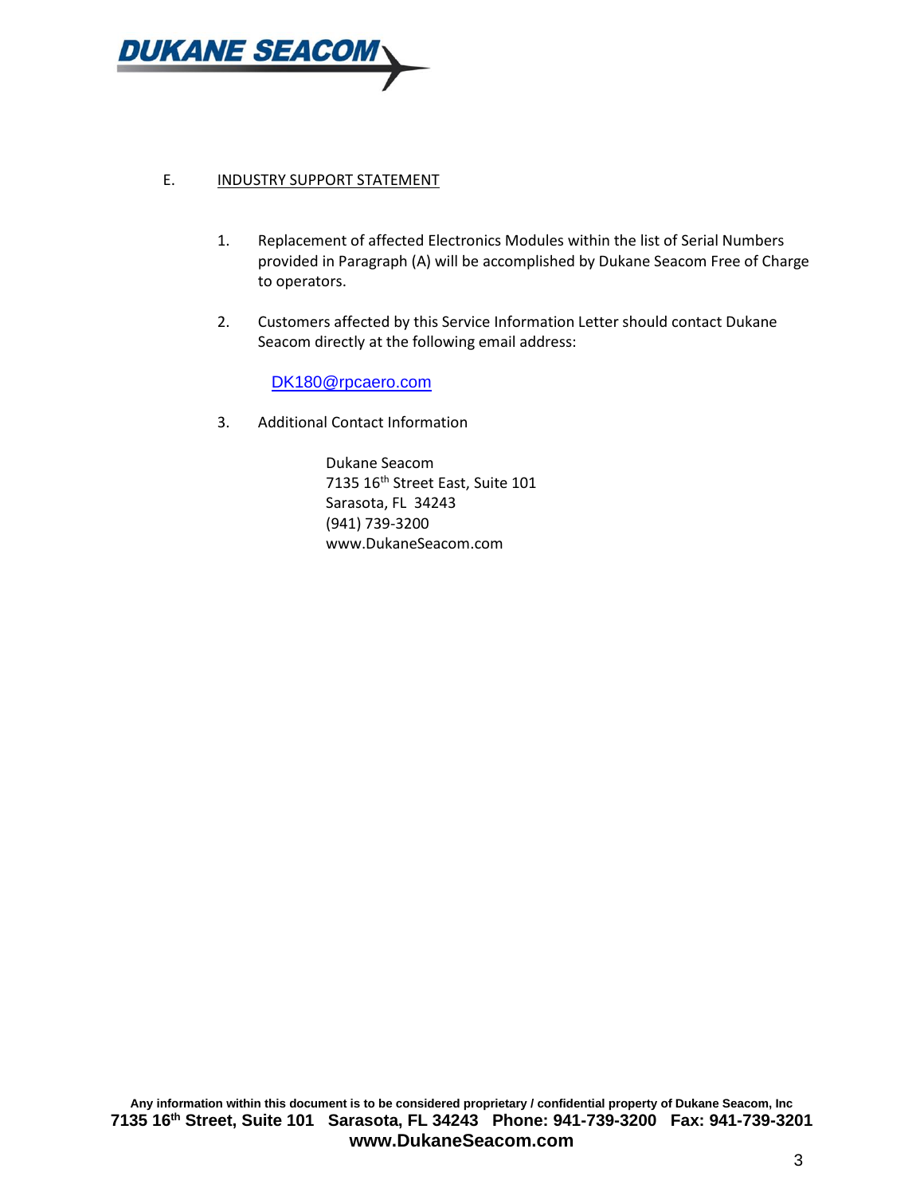## E. INDUSTRY SUPPORT STATEMENT

1. Replacement of affected Electronics Modules within the list of Serial Numbers provided in Paragraph (A) will be accomplished by Dukane Seacom Free of Charge to operators.

2. Customers affected by this Service Information Letter should contact Dukane Seacom directly at the following email address:

   DK180@rpcaero.com

3. Additional Contact Information

   Dukane Seacom
   7135 16th Street East, Suite 101
   Sarasota, FL 34243
   (941) 739-3200
   www.DukaneSeacom.com